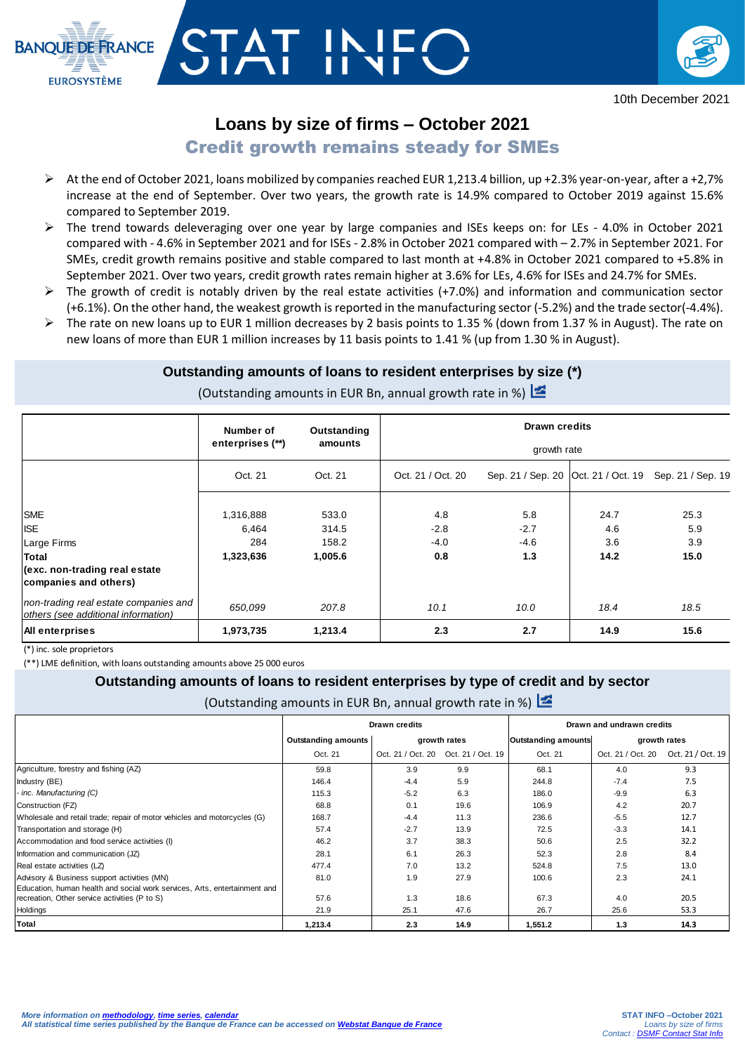BANQUE DE FRANCE
EUROSYSTÈME

# STAT INFO

10th December 2021

## Loans by size of firms – October 2021

### Credit growth remains steady for SMEs

- At the end of October 2021, loans mobilized by companies reached EUR 1,213.4 billion, up +2.3% year-on-year, after a +2,7% increase at the end of September. Over two years, the growth rate is 14.9% compared to October 2019 against 15.6% compared to September 2019.
- The trend towards deleveraging over one year by large companies and ISEs keeps on: for LEs - 4.0% in October 2021 compared with - 4.6% in September 2021 and for ISEs - 2.8% in October 2021 compared with – 2.7% in September 2021. For SMEs, credit growth remains positive and stable compared to last month at +4.8% in October 2021 compared to +5.8% in September 2021. Over two years, credit growth rates remain higher at 3.6% for LEs, 4.6% for ISEs and 24.7% for SMEs.
- The growth of credit is notably driven by the real estate activities (+7.0%) and information and communication sector (+6.1%). On the other hand, the weakest growth is reported in the manufacturing sector (-5.2%) and the trade sector(-4.4%).
- The rate on new loans up to EUR 1 million decreases by 2 basis points to 1.35 % (down from 1.37 % in August). The rate on new loans of more than EUR 1 million increases by 11 basis points to 1.41 % (up from 1.30 % in August).

#### Outstanding amounts of loans to resident enterprises by size (*)

(Outstanding amounts in EUR Bn, annual growth rate in %)

| | Number of enterprises (**) | Outstanding amounts | Drawn credits growth rate | | | |
|---|---|---|---|---|---|---|
| | Oct. 21 | Oct. 21 | Oct. 21 / Oct. 20 | Sep. 21 / Sep. 20 | Oct. 21 / Oct. 19 | Sep. 21 / Sep. 19 |
| SME | 1,316,888 | 533.0 | 4.8 | 5.8 | 24.7 | 25.3 |
| ISE | 6,464 | 314.5 | -2.8 | -2.7 | 4.6 | 5.9 |
| Large Firms | 284 | 158.2 | -4.0 | -4.6 | 3.6 | 3.9 |
| **Total (exc. non-trading real estate companies and others)** | **1,323,636** | **1,005.6** | **0.8** | **1.3** | **14.2** | **15.0** |
| *non-trading real estate companies and others (see additional information)* | *650,099* | *207.8* | *10.1* | *10.0* | *18.4* | *18.5* |
| **All enterprises** | **1,973,735** | **1,213.4** | **2.3** | **2.7** | **14.9** | **15.6** |

(*) inc. sole proprietors

(**) LME definition, with loans outstanding amounts above 25 000 euros

#### Outstanding amounts of loans to resident enterprises by type of credit and by sector

(Outstanding amounts in EUR Bn, annual growth rate in %)

| | Drawn credits | | | Drawn and undrawn credits | | |
|---|---|---|---|---|---|---|
| | Outstanding amounts | growth rates | | Outstanding amounts | growth rates | |
| | Oct. 21 | Oct. 21 / Oct. 20 | Oct. 21 / Oct. 19 | Oct. 21 | Oct. 21 / Oct. 20 | Oct. 21 / Oct. 19 |
| Agriculture, forestry and fishing (AZ) | 59.8 | 3.9 | 9.9 | 68.1 | 4.0 | 9.3 |
| Industry (BE) | 146.4 | -4.4 | 5.9 | 244.8 | -7.4 | 7.5 |
| *- inc. Manufacturing (C)* | 115.3 | -5.2 | 6.3 | 186.0 | -9.9 | 6.3 |
| Construction (FZ) | 68.8 | 0.1 | 19.6 | 106.9 | 4.2 | 20.7 |
| Wholesale and retail trade; repair of motor vehicles and motorcycles (G) | 168.7 | -4.4 | 11.3 | 236.6 | -5.5 | 12.7 |
| Transportation and storage (H) | 57.4 | -2.7 | 13.9 | 72.5 | -3.3 | 14.1 |
| Accommodation and food service activities (I) | 46.2 | 3.7 | 38.3 | 50.6 | 2.5 | 32.2 |
| Information and communication (JZ) | 28.1 | 6.1 | 26.3 | 52.3 | 2.8 | 8.4 |
| Real estate activities (LZ) | 477.4 | 7.0 | 13.2 | 524.8 | 7.5 | 13.0 |
| Advisory & Business support activities (MN) | 81.0 | 1.9 | 27.9 | 100.6 | 2.3 | 24.1 |
| Education, human health and social work services, Arts, entertainment and recreation, Other service activities (P to S) | 57.6 | 1.3 | 18.6 | 67.3 | 4.0 | 20.5 |
| Holdings | 21.9 | 25.1 | 47.6 | 26.7 | 25.6 | 53.3 |
| **Total** | **1,213.4** | **2.3** | **14.9** | **1,551.2** | **1.3** | **14.3** |

*More information on methodology, time series, calendar*
*All statistical time series published by the Banque de France can be accessed on Webstat Banque de France*

STAT INFO –October 2021
*Loans by size of firms*
*Contact : DSMF Contact Stat Info*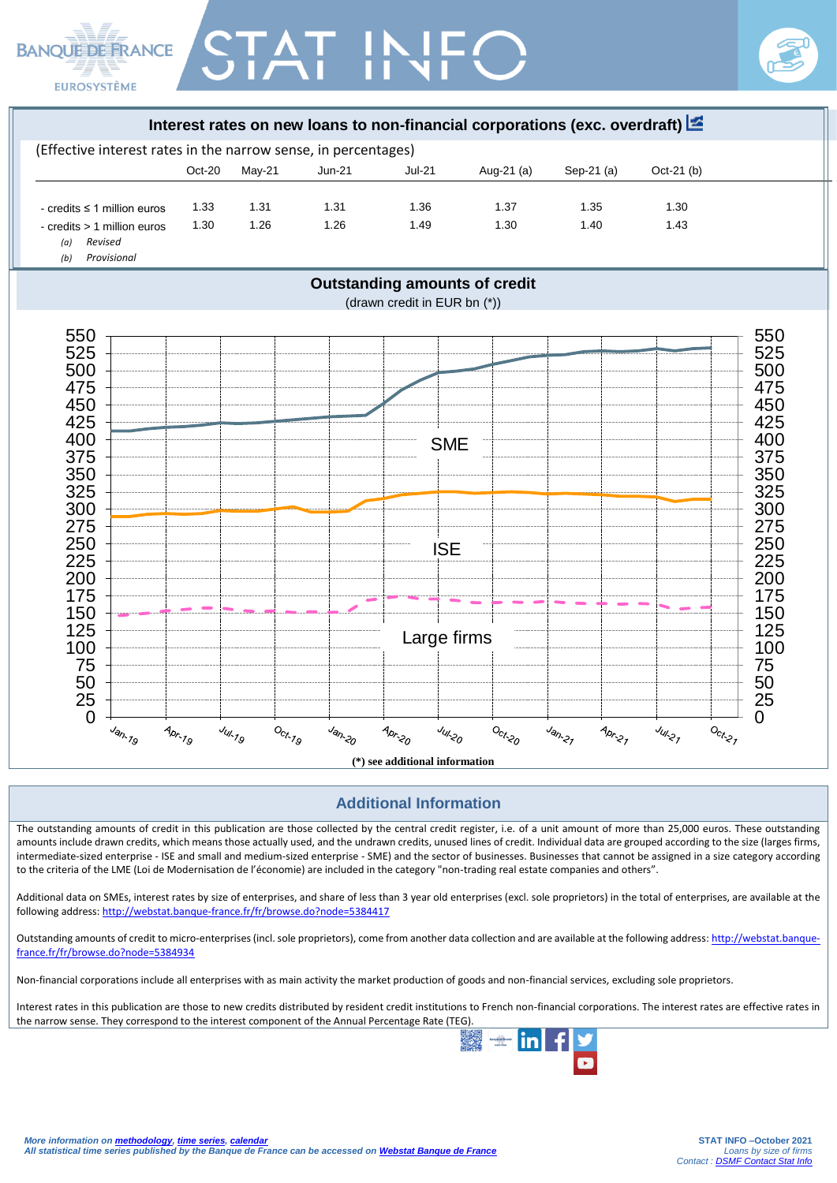## Interest rates on new loans to non-financial corporations (exc. overdraft)

(Effective interest rates in the narrow sense, in percentages)

| | Oct-20 | May-21 | Jun-21 | Jul-21 | Aug-21 (a) | Sep-21 (a) | Oct-21 (b) |
|---|---|---|---|---|---|---|---|
| - credits ≤ 1 million euros | 1.33 | 1.31 | 1.31 | 1.36 | 1.37 | 1.35 | 1.30 |
| - credits > 1 million euros | 1.30 | 1.26 | 1.26 | 1.49 | 1.30 | 1.40 | 1.43 |

*(a) Revised*

*(b) Provisional*

## Outstanding amounts of credit

(drawn credit in EUR bn (*))

550
525
500
475
450
425
400
375
350
325
300
275
250
225
200
175
150
125
100
75
50
25
0

SME

ISE

Large firms

Jan-19 Apr-19 Jul-19 Oct-19 Jan-20 Apr-20 Jul-20 Oct-20 Jan-21 Apr-21 Jul-21 Oct-21

**(*) see additional information**

## Additional Information

The outstanding amounts of credit in this publication are those collected by the central credit register, i.e. of a unit amount of more than 25,000 euros. These outstanding amounts include drawn credits, which means those actually used, and the undrawn credits, unused lines of credit. Individual data are grouped according to the size (larges firms, intermediate-sized enterprise - ISE and small and medium-sized enterprise - SME) and the sector of businesses. Businesses that cannot be assigned in a size category according to the criteria of the LME (Loi de Modernisation de l'économie) are included in the category "non-trading real estate companies and others".

Additional data on SMEs, interest rates by size of enterprises, and share of less than 3 year old enterprises (excl. sole proprietors) in the total of enterprises, are available at the following address: http://webstat.banque-france.fr/fr/browse.do?node=5384417

Outstanding amounts of credit to micro-enterprises (incl. sole proprietors), come from another data collection and are available at the following address: http://webstat.banque-france.fr/fr/browse.do?node=5384934

Non-financial corporations include all enterprises with as main activity the market production of goods and non-financial services, excluding sole proprietors.

Interest rates in this publication are those to new credits distributed by resident credit institutions to French non-financial corporations. The interest rates are effective rates in the narrow sense. They correspond to the interest component of the Annual Percentage Rate (TEG).

*More information on **methodology**, **time series**, **calendar***
*All statistical time series published by the Banque de France can be accessed on **Webstat Banque de France***

**STAT INFO –October 2021**
*Loans by size of firms*
*Contact : DSMF Contact Stat Info*